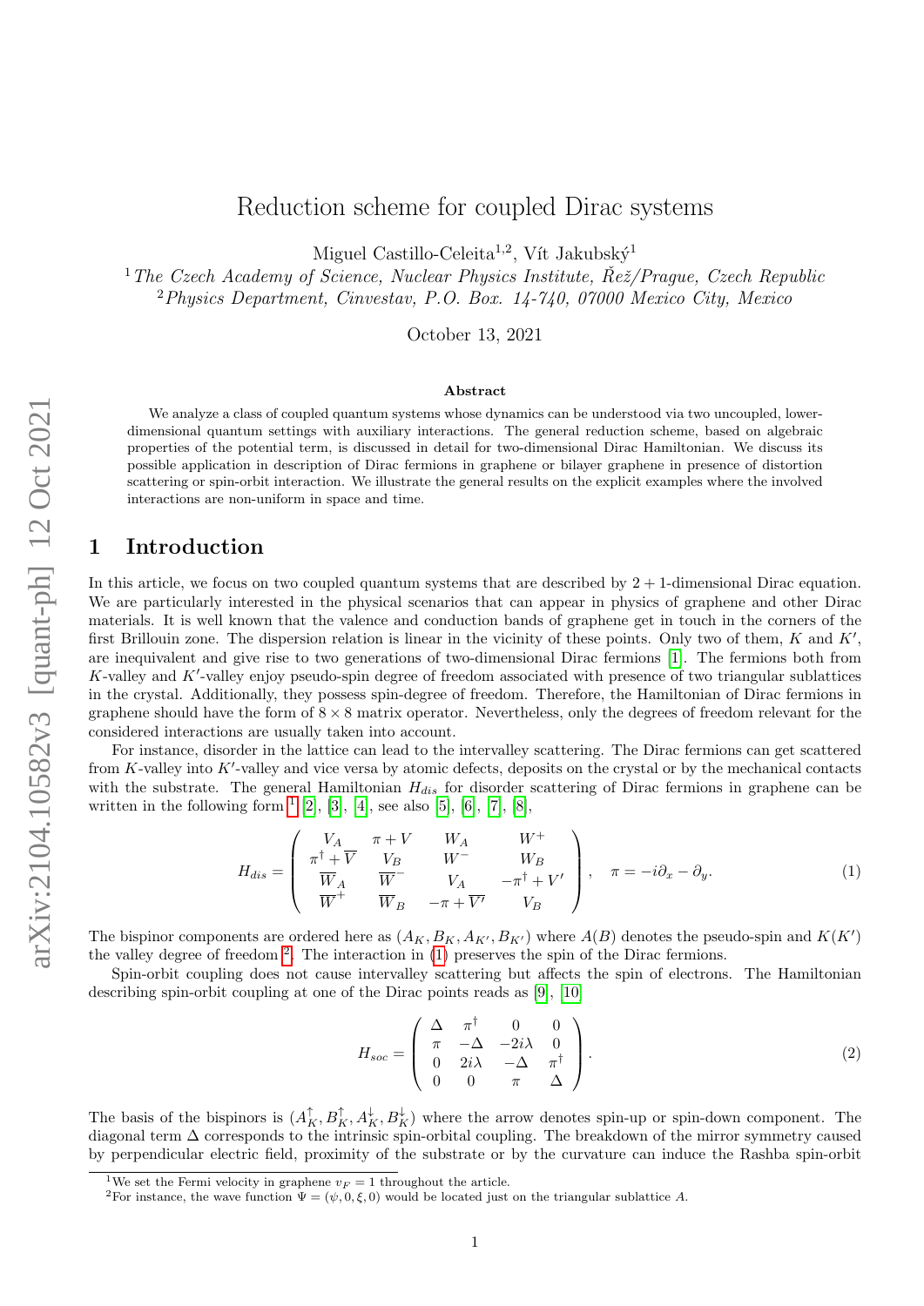# Reduction scheme for coupled Dirac systems

Miguel Castillo-Celeita[1,2], Vít Jakubský[1]

[1] *The Czech Academy of Science, Nuclear Physics Institute, Řež/Prague, Czech Republic*
[2] *Physics Department, Cinvestav, P.O. Box. 14-740, 07000 Mexico City, Mexico*

October 13, 2021

### Abstract

We analyze a class of coupled quantum systems whose dynamics can be understood via two uncoupled, lower-dimensional quantum settings with auxiliary interactions. The general reduction scheme, based on algebraic properties of the potential term, is discussed in detail for two-dimensional Dirac Hamiltonian. We discuss its possible application in description of Dirac fermions in graphene or bilayer graphene in presence of distortion scattering or spin-orbit interaction. We illustrate the general results on the explicit examples where the involved interactions are non-uniform in space and time.

## 1 Introduction

In this article, we focus on two coupled quantum systems that are described by $2+1$-dimensional Dirac equation. We are particularly interested in the physical scenarios that can appear in physics of graphene and other Dirac materials. It is well known that the valence and conduction bands of graphene get in touch in the corners of the first Brillouin zone. The dispersion relation is linear in the vicinity of these points. Only two of them, $K$ and $K'$, are inequivalent and give rise to two generations of two-dimensional Dirac fermions [1]. The fermions both from $K$-valley and $K'$-valley enjoy pseudo-spin degree of freedom associated with presence of two triangular sublattices in the crystal. Additionally, they possess spin-degree of freedom. Therefore, the Hamiltonian of Dirac fermions in graphene should have the form of $8\times 8$ matrix operator. Nevertheless, only the degrees of freedom relevant for the considered interactions are usually taken into account.

For instance, disorder in the lattice can lead to the intervalley scattering. The Dirac fermions can get scattered from $K$-valley into $K'$-valley and vice versa by atomic defects, deposits on the crystal or by the mechanical contacts with the substrate. The general Hamiltonian $H_{dis}$ for disorder scattering of Dirac fermions in graphene can be written in the following form [1] [2], [3], [4], see also [5], [6], [7], [8],

$$
H_{dis}=\begin{pmatrix} V_A & \pi+V & W_A & W^+ \\ \pi^\dagger+\overline{V} & V_B & W^- & W_B \\ \overline{W}_A & \overline{W}^- & V_A & -\pi^\dagger+V' \\ \overline{W}^+ & \overline{W}_B & -\pi+\overline{V}' & V_B \end{pmatrix},\quad \pi=-i\partial_x-\partial_y. \tag{1}
$$

The bispinor components are ordered here as $(A_K,B_K,A_{K'},B_{K'})$ where $A(B)$ denotes the pseudo-spin and $K(K')$ the valley degree of freedom [2]. The interaction in (1) preserves the spin of the Dirac fermions.

Spin-orbit coupling does not cause intervalley scattering but affects the spin of electrons. The Hamiltonian describing spin-orbit coupling at one of the Dirac points reads as [9], [10]

$$
H_{soc}=\begin{pmatrix} \Delta & \pi^\dagger & 0 & 0 \\ \pi & -\Delta & -2i\lambda & 0 \\ 0 & 2i\lambda & -\Delta & \pi^\dagger \\ 0 & 0 & \pi & \Delta \end{pmatrix}. \tag{2}
$$

The basis of the bispinors is $(A_K^\uparrow,B_K^\uparrow,A_K^\downarrow,B_K^\downarrow)$ where the arrow denotes spin-up or spin-down component. The diagonal term $\Delta$ corresponds to the intrinsic spin-orbital coupling. The breakdown of the mirror symmetry caused by perpendicular electric field, proximity of the substrate or by the curvature can induce the Rashba spin-orbit

---

[1] We set the Fermi velocity in graphene $v_F=1$ throughout the article.

[2] For instance, the wave function $\Psi=(\psi,0,\xi,0)$ would be located just on the triangular sublattice $A$.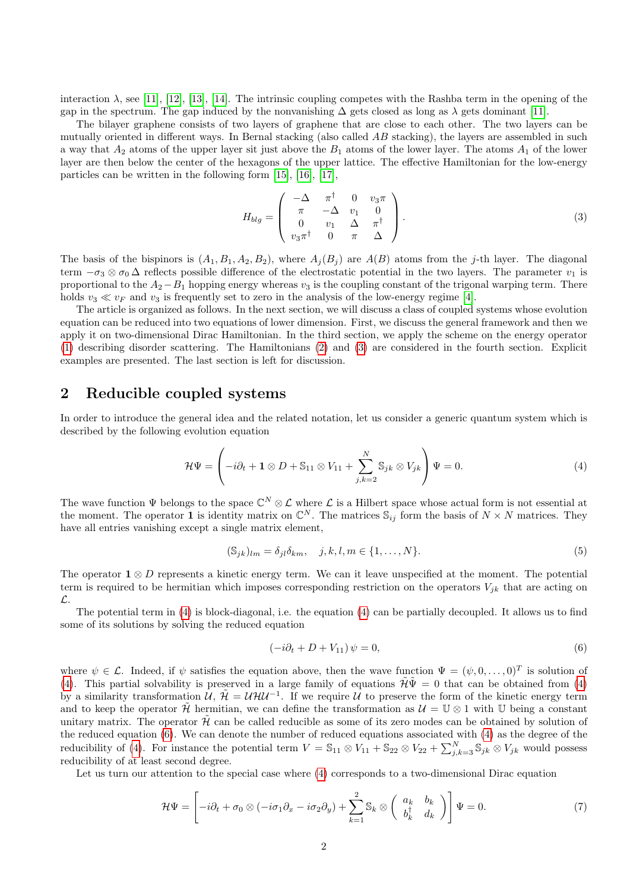interaction $\lambda$, see [11], [12], [13], [14]. The intrinsic coupling competes with the Rashba term in the opening of the gap in the spectrum. The gap induced by the nonvanishing $\Delta$ gets closed as long as $\lambda$ gets dominant [11].

The bilayer graphene consists of two layers of graphene that are close to each other. The two layers can be mutually oriented in different ways. In Bernal stacking (also called $AB$ stacking), the layers are assembled in such a way that $A_2$ atoms of the upper layer sit just above the $B_1$ atoms of the lower layer. The atoms $A_1$ of the lower layer are then below the center of the hexagons of the upper lattice. The effective Hamiltonian for the low-energy particles can be written in the following form [15], [16], [17],

$$H_{blg} = \begin{pmatrix} -\Delta & \pi^\dagger & 0 & v_3\pi \\ \pi & -\Delta & v_1 & 0 \\ 0 & v_1 & \Delta & \pi^\dagger \\ v_3\pi^\dagger & 0 & \pi & \Delta \end{pmatrix}. \tag{3}$$

The basis of the bispinors is $(A_1, B_1, A_2, B_2)$, where $A_j(B_j)$ are $A(B)$ atoms from the $j$-th layer. The diagonal term $-\sigma_3 \otimes \sigma_0 \, \Delta$ reflects possible difference of the electrostatic potential in the two layers. The parameter $v_1$ is proportional to the $A_2 - B_1$ hopping energy whereas $v_3$ is the coupling constant of the trigonal warping term. There holds $v_3 \ll v_F$ and $v_3$ is frequently set to zero in the analysis of the low-energy regime [4].

The article is organized as follows. In the next section, we will discuss a class of coupled systems whose evolution equation can be reduced into two equations of lower dimension. First, we discuss the general framework and then we apply it on two-dimensional Dirac Hamiltonian. In the third section, we apply the scheme on the energy operator (1) describing disorder scattering. The Hamiltonians (2) and (3) are considered in the fourth section. Explicit examples are presented. The last section is left for discussion.

## 2 Reducible coupled systems

In order to introduce the general idea and the related notation, let us consider a generic quantum system which is described by the following evolution equation

$$\mathcal{H}\Psi = \left( -i\partial_t + \mathbf{1} \otimes D + \mathbb{S}_{11} \otimes V_{11} + \sum_{j,k=2}^{N} \mathbb{S}_{jk} \otimes V_{jk} \right) \Psi = 0. \tag{4}$$

The wave function $\Psi$ belongs to the space $\mathbb{C}^N \otimes \mathcal{L}$ where $\mathcal{L}$ is a Hilbert space whose actual form is not essential at the moment. The operator $\mathbf{1}$ is identity matrix on $\mathbb{C}^N$. The matrices $\mathbb{S}_{ij}$ form the basis of $N \times N$ matrices. They have all entries vanishing except a single matrix element,

$$(\mathbb{S}_{jk})_{lm} = \delta_{jl}\delta_{km}, \quad j,k,l,m \in \{1,\ldots,N\}. \tag{5}$$

The operator $\mathbf{1} \otimes D$ represents a kinetic energy term. We can it leave unspecified at the moment. The potential term is required to be hermitian which imposes corresponding restriction on the operators $V_{jk}$ that are acting on $\mathcal{L}$.

The potential term in (4) is block-diagonal, i.e. the equation (4) can be partially decoupled. It allows us to find some of its solutions by solving the reduced equation

$$(-i\partial_t + D + V_{11})\,\psi = 0, \tag{6}$$

where $\psi \in \mathcal{L}$. Indeed, if $\psi$ satisfies the equation above, then the wave function $\Psi = (\psi, 0, \ldots, 0)^T$ is solution of (4). This partial solvability is preserved in a large family of equations $\tilde{\mathcal{H}}\tilde{\Psi} = 0$ that can be obtained from (4) by a similarity transformation $\mathcal{U}$, $\tilde{\mathcal{H}} = \mathcal{U}\mathcal{H}\mathcal{U}^{-1}$. If we require $\mathcal{U}$ to preserve the form of the kinetic energy term and to keep the operator $\tilde{\mathcal{H}}$ hermitian, we can define the transformation as $\mathcal{U} = \mathbb{U} \otimes 1$ with $\mathbb{U}$ being a constant unitary matrix. The operator $\tilde{\mathcal{H}}$ can be called reducible as some of its zero modes can be obtained by solution of the reduced equation (6). We can denote the number of reduced equations associated with (4) as the degree of the reducibility of (4). For instance the potential term $V = \mathbb{S}_{11} \otimes V_{11} + \mathbb{S}_{22} \otimes V_{22} + \sum_{j,k=3}^{N} \mathbb{S}_{jk} \otimes V_{jk}$ would possess reducibility of at least second degree.

Let us turn our attention to the special case where (4) corresponds to a two-dimensional Dirac equation

$$\mathcal{H}\Psi = \left[ -i\partial_t + \sigma_0 \otimes (-i\sigma_1\partial_x - i\sigma_2\partial_y) + \sum_{k=1}^{2} \mathbb{S}_k \otimes \begin{pmatrix} a_k & b_k \\ b_k^\dagger & d_k \end{pmatrix} \right] \Psi = 0. \tag{7}$$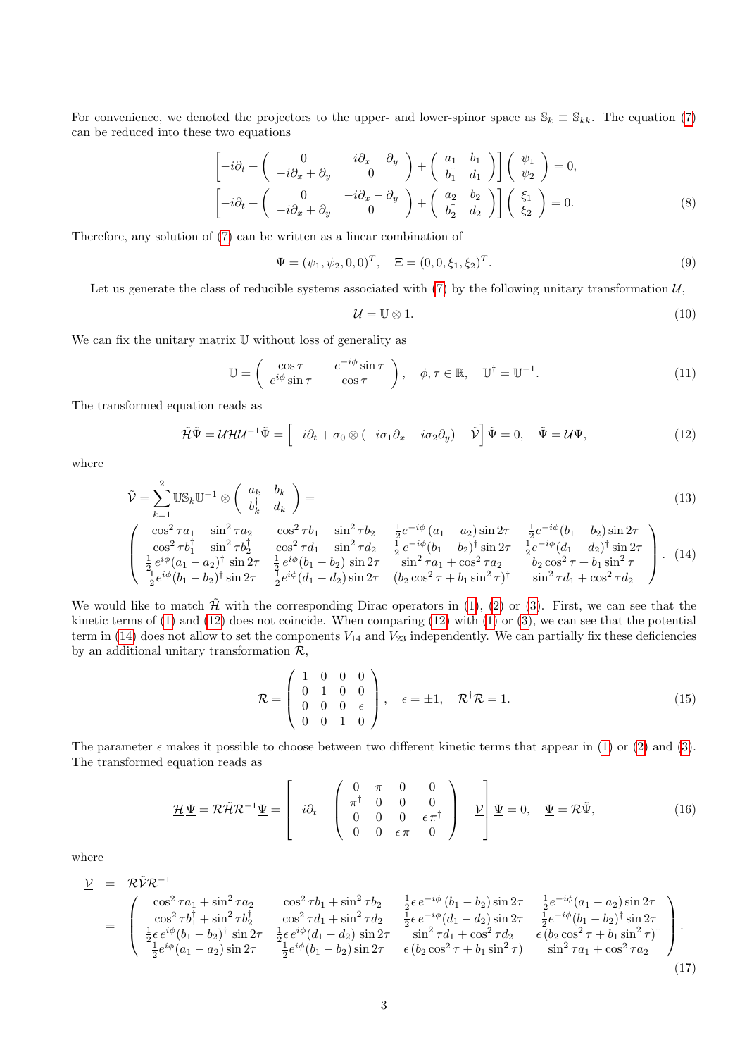For convenience, we denoted the projectors to the upper- and lower-spinor space as $\mathbb{S}_k \equiv \mathbb{S}_{kk}$. The equation (7) can be reduced into these two equations

$$
\begin{aligned}
&\left[-i\partial_t + \begin{pmatrix} 0 & -i\partial_x - \partial_y \\ -i\partial_x + \partial_y & 0 \end{pmatrix} + \begin{pmatrix} a_1 & b_1 \\ b_1^\dagger & d_1 \end{pmatrix}\right]\begin{pmatrix} \psi_1 \\ \psi_2 \end{pmatrix} = 0, \\
&\left[-i\partial_t + \begin{pmatrix} 0 & -i\partial_x - \partial_y \\ -i\partial_x + \partial_y & 0 \end{pmatrix} + \begin{pmatrix} a_2 & b_2 \\ b_2^\dagger & d_2 \end{pmatrix}\right]\begin{pmatrix} \xi_1 \\ \xi_2 \end{pmatrix} = 0.
\end{aligned} \tag{8}
$$

Therefore, any solution of (7) can be written as a linear combination of

$$
\Psi = (\psi_1, \psi_2, 0, 0)^T, \quad \Xi = (0, 0, \xi_1, \xi_2)^T. \tag{9}
$$

Let us generate the class of reducible systems associated with (7) by the following unitary transformation $\mathcal{U}$,

$$
\mathcal{U} = \mathbb{U} \otimes 1. \tag{10}
$$

We can fix the unitary matrix $\mathbb{U}$ without loss of generality as

$$
\mathbb{U} = \begin{pmatrix} \cos\tau & -e^{-i\phi}\sin\tau \\ e^{i\phi}\sin\tau & \cos\tau \end{pmatrix}, \quad \phi, \tau \in \mathbb{R}, \quad \mathbb{U}^\dagger = \mathbb{U}^{-1}. \tag{11}
$$

The transformed equation reads as

$$
\tilde{\mathcal{H}}\tilde{\Psi} = \mathcal{U}\mathcal{H}\mathcal{U}^{-1}\tilde{\Psi} = \left[-i\partial_t + \sigma_0 \otimes (-i\sigma_1\partial_x - i\sigma_2\partial_y) + \tilde{\mathcal{V}}\right]\tilde{\Psi} = 0, \quad \tilde{\Psi} = \mathcal{U}\Psi, \tag{12}
$$

where

$$
\tilde{\mathcal{V}} = \sum_{k=1}^{2} \mathbb{U}\mathbb{S}_k\mathbb{U}^{-1} \otimes \begin{pmatrix} a_k & b_k \\ b_k^\dagger & d_k \end{pmatrix} = \tag{13}
$$

$$
\begin{pmatrix}
\cos^2\tau a_1 + \sin^2\tau a_2 & \cos^2\tau b_1 + \sin^2\tau b_2 & \frac{1}{2}e^{-i\phi}(a_1 - a_2)\sin 2\tau & \frac{1}{2}e^{-i\phi}(b_1 - b_2)\sin 2\tau \\
\cos^2\tau b_1^\dagger + \sin^2\tau b_2^\dagger & \cos^2\tau d_1 + \sin^2\tau d_2 & \frac{1}{2}e^{-i\phi}(b_1 - b_2)^\dagger\sin 2\tau & \frac{1}{2}e^{-i\phi}(d_1 - d_2)^\dagger\sin 2\tau \\
\frac{1}{2}e^{i\phi}(a_1 - a_2)^\dagger\sin 2\tau & \frac{1}{2}e^{i\phi}(b_1 - b_2)\sin 2\tau & \sin^2\tau a_1 + \cos^2\tau a_2 & b_2\cos^2\tau + b_1\sin^2\tau \\
\frac{1}{2}e^{i\phi}(b_1 - b_2)^\dagger\sin 2\tau & \frac{1}{2}e^{i\phi}(d_1 - d_2)\sin 2\tau & (b_2\cos^2\tau + b_1\sin^2\tau)^\dagger & \sin^2\tau d_1 + \cos^2\tau d_2
\end{pmatrix}. \tag{14}
$$

We would like to match $\tilde{\mathcal{H}}$ with the corresponding Dirac operators in (1), (2) or (3). First, we can see that the kinetic terms of (1) and (12) does not coincide. When comparing (12) with (1) or (3), we can see that the potential term in (14) does not allow to set the components $V_{14}$ and $V_{23}$ independently. We can partially fix these deficiencies by an additional unitary transformation $\mathcal{R}$,

$$
\mathcal{R} = \begin{pmatrix} 1 & 0 & 0 & 0 \\ 0 & 1 & 0 & 0 \\ 0 & 0 & 0 & \epsilon \\ 0 & 0 & 1 & 0 \end{pmatrix}, \quad \epsilon = \pm 1, \quad \mathcal{R}^\dagger\mathcal{R} = 1. \tag{15}
$$

The parameter $\epsilon$ makes it possible to choose between two different kinetic terms that appear in (1) or (2) and (3). The transformed equation reads as

$$
\underline{\mathcal{H}}\,\underline{\Psi} = \mathcal{R}\tilde{\mathcal{H}}\mathcal{R}^{-1}\underline{\Psi} = \left[-i\partial_t + \begin{pmatrix} 0 & \pi & 0 & 0 \\ \pi^\dagger & 0 & 0 & 0 \\ 0 & 0 & 0 & \epsilon\,\pi^\dagger \\ 0 & 0 & \epsilon\,\pi & 0 \end{pmatrix} + \underline{\mathcal{V}}\right]\underline{\Psi} = 0, \quad \underline{\Psi} = \mathcal{R}\tilde{\Psi}, \tag{16}
$$

where

$$
\begin{aligned}
\underline{\mathcal{V}} &= \mathcal{R}\tilde{\mathcal{V}}\mathcal{R}^{-1} \\
&= \begin{pmatrix}
\cos^2\tau a_1 + \sin^2\tau a_2 & \cos^2\tau b_1 + \sin^2\tau b_2 & \frac{1}{2}\epsilon\, e^{-i\phi}(b_1 - b_2)\sin 2\tau & \frac{1}{2}e^{-i\phi}(a_1 - a_2)\sin 2\tau \\
\cos^2\tau b_1^\dagger + \sin^2\tau b_2^\dagger & \cos^2\tau d_1 + \sin^2\tau d_2 & \frac{1}{2}\epsilon\, e^{-i\phi}(d_1 - d_2)\sin 2\tau & \frac{1}{2}e^{-i\phi}(b_1 - b_2)^\dagger\sin 2\tau \\
\frac{1}{2}\epsilon\, e^{i\phi}(b_1 - b_2)^\dagger\sin 2\tau & \frac{1}{2}\epsilon\, e^{i\phi}(d_1 - d_2)\sin 2\tau & \sin^2\tau d_1 + \cos^2\tau d_2 & \epsilon\,(b_2\cos^2\tau + b_1\sin^2\tau)^\dagger \\
\frac{1}{2}e^{i\phi}(a_1 - a_2)\sin 2\tau & \frac{1}{2}e^{i\phi}(b_1 - b_2)\sin 2\tau & \epsilon\,(b_2\cos^2\tau + b_1\sin^2\tau) & \sin^2\tau a_1 + \cos^2\tau a_2
\end{pmatrix}.
\end{aligned} \tag{17}
$$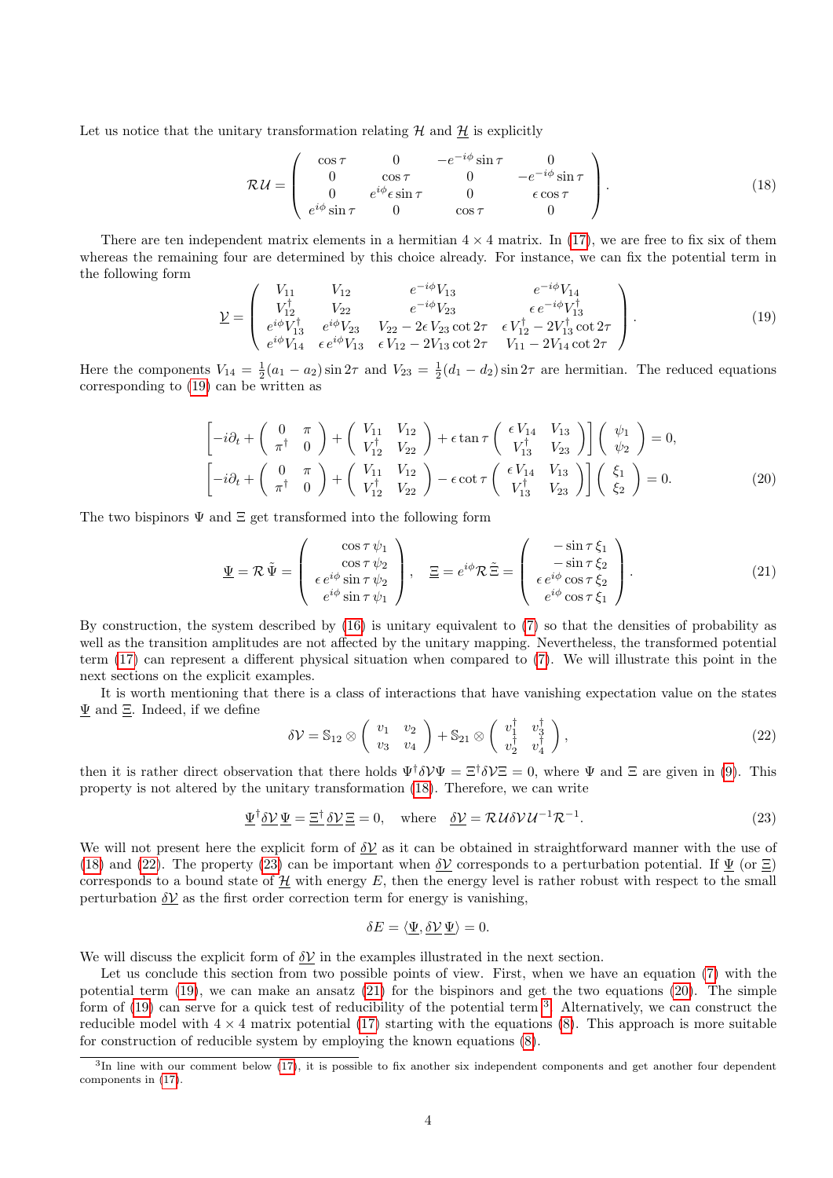Let us notice that the unitary transformation relating $\mathcal{H}$ and $\underline{\mathcal{H}}$ is explicitly

$$
\mathcal{R}\,\mathcal{U} = \left(\begin{array}{cccc} \cos\tau & 0 & -e^{-i\phi}\sin\tau & 0 \\ 0 & \cos\tau & 0 & -e^{-i\phi}\sin\tau \\ 0 & e^{i\phi}\epsilon\sin\tau & 0 & \epsilon\cos\tau \\ e^{i\phi}\sin\tau & 0 & \cos\tau & 0 \end{array}\right). \tag{18}
$$

There are ten independent matrix elements in a hermitian $4\times 4$ matrix. In (17), we are free to fix six of them whereas the remaining four are determined by this choice already. For instance, we can fix the potential term in the following form

$$
\underline{\mathcal{V}} = \left(\begin{array}{cccc} V_{11} & V_{12} & e^{-i\phi}V_{13} & e^{-i\phi}V_{14} \\ V_{12}^{\dagger} & V_{22} & e^{-i\phi}V_{23} & \epsilon\, e^{-i\phi}V_{13}^{\dagger} \\ e^{i\phi}V_{13}^{\dagger} & e^{i\phi}V_{23} & V_{22}-2\epsilon\, V_{23}\cot 2\tau & \epsilon\, V_{12}^{\dagger}-2V_{13}^{\dagger}\cot 2\tau \\ e^{i\phi}V_{14} & \epsilon\, e^{i\phi}V_{13} & \epsilon\, V_{12}-2V_{13}\cot 2\tau & V_{11}-2V_{14}\cot 2\tau \end{array}\right). \tag{19}
$$

Here the components $V_{14}=\frac{1}{2}(a_1-a_2)\sin 2\tau$ and $V_{23}=\frac{1}{2}(d_1-d_2)\sin 2\tau$ are hermitian. The reduced equations corresponding to (19) can be written as

$$
\begin{aligned}
&\left[-i\partial_t+\left(\begin{array}{cc} 0 & \pi \\ \pi^{\dagger} & 0\end{array}\right)+\left(\begin{array}{cc} V_{11} & V_{12} \\ V_{12}^{\dagger} & V_{22}\end{array}\right)+\epsilon\tan\tau\left(\begin{array}{cc} \epsilon\, V_{14} & V_{13} \\ V_{13}^{\dagger} & V_{23}\end{array}\right)\right]\left(\begin{array}{c}\psi_1\\ \psi_2\end{array}\right)=0,\\
&\left[-i\partial_t+\left(\begin{array}{cc} 0 & \pi \\ \pi^{\dagger} & 0\end{array}\right)+\left(\begin{array}{cc} V_{11} & V_{12} \\ V_{12}^{\dagger} & V_{22}\end{array}\right)-\epsilon\cot\tau\left(\begin{array}{cc} \epsilon\, V_{14} & V_{13} \\ V_{13}^{\dagger} & V_{23}\end{array}\right)\right]\left(\begin{array}{c}\xi_1\\ \xi_2\end{array}\right)=0.
\end{aligned} \tag{20}
$$

The two bispinors $\Psi$ and $\Xi$ get transformed into the following form

$$
\underline{\Psi}=\mathcal{R}\,\tilde{\Psi}=\left(\begin{array}{c}\cos\tau\,\psi_1\\ \cos\tau\,\psi_2\\ \epsilon\, e^{i\phi}\sin\tau\,\psi_2\\ e^{i\phi}\sin\tau\,\psi_1\end{array}\right),\quad \underline{\Xi}=e^{i\phi}\mathcal{R}\,\tilde{\Xi}=\left(\begin{array}{c}-\sin\tau\,\xi_1\\ -\sin\tau\,\xi_2\\ \epsilon\, e^{i\phi}\cos\tau\,\xi_2\\ e^{i\phi}\cos\tau\,\xi_1\end{array}\right). \tag{21}
$$

By construction, the system described by (16) is unitary equivalent to (7) so that the densities of probability as well as the transition amplitudes are not affected by the unitary mapping. Nevertheless, the transformed potential term (17) can represent a different physical situation when compared to (7). We will illustrate this point in the next sections on the explicit examples.

It is worth mentioning that there is a class of interactions that have vanishing expectation value on the states $\underline{\Psi}$ and $\underline{\Xi}$. Indeed, if we define

$$
\delta\mathcal{V}=\mathbb{S}_{12}\otimes\left(\begin{array}{cc} v_1 & v_2\\ v_3 & v_4\end{array}\right)+\mathbb{S}_{21}\otimes\left(\begin{array}{cc} v_1^{\dagger} & v_3^{\dagger}\\ v_2^{\dagger} & v_4^{\dagger}\end{array}\right), \tag{22}
$$

then it is rather direct observation that there holds $\Psi^{\dagger}\delta\mathcal{V}\Psi=\Xi^{\dagger}\delta\mathcal{V}\Xi=0$, where $\Psi$ and $\Xi$ are given in (9). This property is not altered by the unitary transformation (18). Therefore, we can write

$$
\underline{\Psi}^{\dagger}\,\underline{\delta\mathcal{V}}\,\underline{\Psi}=\underline{\Xi}^{\dagger}\,\underline{\delta\mathcal{V}}\,\underline{\Xi}=0,\quad \text{where}\quad \underline{\delta\mathcal{V}}=\mathcal{R}\,\mathcal{U}\delta\mathcal{V}\,\mathcal{U}^{-1}\mathcal{R}^{-1}. \tag{23}
$$

We will not present here the explicit form of $\underline{\delta\mathcal{V}}$ as it can be obtained in straightforward manner with the use of (18) and (22). The property (23) can be important when $\underline{\delta\mathcal{V}}$ corresponds to a perturbation potential. If $\underline{\Psi}$ (or $\underline{\Xi}$) corresponds to a bound state of $\underline{\mathcal{H}}$ with energy $E$, then the energy level is rather robust with respect to the small perturbation $\underline{\delta\mathcal{V}}$ as the first order correction term for energy is vanishing,

$$
\delta E=\langle\underline{\Psi},\underline{\delta\mathcal{V}}\,\underline{\Psi}\rangle=0.
$$

We will discuss the explicit form of $\underline{\delta\mathcal{V}}$ in the examples illustrated in the next section.

Let us conclude this section from two possible points of view. First, when we have an equation (7) with the potential term (19), we can make an ansatz (21) for the bispinors and get the two equations (20). The simple form of (19) can serve for a quick test of reducibility of the potential term [3]. Alternatively, we can construct the reducible model with $4\times 4$ matrix potential (17) starting with the equations (8). This approach is more suitable for construction of reducible system by employing the known equations (8).

[3] In line with our comment below (17), it is possible to fix another six independent components and get another four dependent components in (17).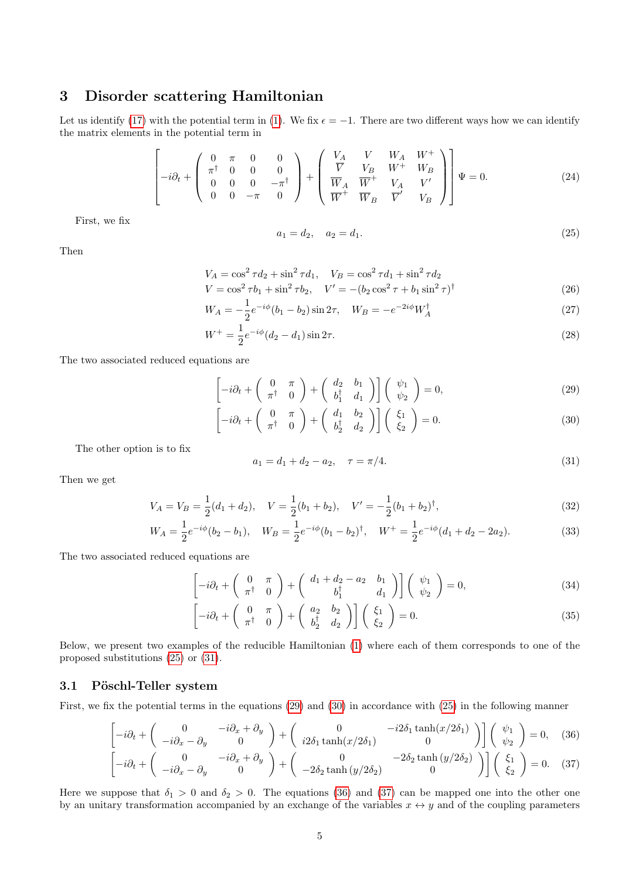## 3 Disorder scattering Hamiltonian

Let us identify (17) with the potential term in (1). We fix $\epsilon = -1$. There are two different ways how we can identify the matrix elements in the potential term in

$$\left[-i\partial_t + \begin{pmatrix} 0 & \pi & 0 & 0 \\ \pi^\dagger & 0 & 0 & 0 \\ 0 & 0 & 0 & -\pi^\dagger \\ 0 & 0 & -\pi & 0 \end{pmatrix} + \begin{pmatrix} V_A & V & W_A & W^+ \\ \overline{V} & V_B & W^+ & W_B \\ \overline{W}_A & \overline{W}^+ & V_A & V' \\ \overline{W}^+ & \overline{W}_B & \overline{V}' & V_B \end{pmatrix}\right]\Psi = 0. \tag{24}$$

First, we fix

$$a_1 = d_2, \quad a_2 = d_1. \tag{25}$$

Then

$$V_A = \cos^2\tau d_2 + \sin^2\tau d_1, \quad V_B = \cos^2\tau d_1 + \sin^2\tau d_2$$
$$V = \cos^2\tau b_1 + \sin^2\tau b_2, \quad V' = -(b_2\cos^2\tau + b_1\sin^2\tau)^\dagger \tag{26}$$
$$W_A = -\frac{1}{2}e^{-i\phi}(b_1 - b_2)\sin 2\tau, \quad W_B = -e^{-2i\phi}W_A^\dagger \tag{27}$$
$$W^+ = \frac{1}{2}e^{-i\phi}(d_2 - d_1)\sin 2\tau. \tag{28}$$

The two associated reduced equations are

$$\left[-i\partial_t + \begin{pmatrix} 0 & \pi \\ \pi^\dagger & 0 \end{pmatrix} + \begin{pmatrix} d_2 & b_1 \\ b_1^\dagger & d_1 \end{pmatrix}\right]\begin{pmatrix} \psi_1 \\ \psi_2 \end{pmatrix} = 0, \tag{29}$$
$$\left[-i\partial_t + \begin{pmatrix} 0 & \pi \\ \pi^\dagger & 0 \end{pmatrix} + \begin{pmatrix} d_1 & b_2 \\ b_2^\dagger & d_2 \end{pmatrix}\right]\begin{pmatrix} \xi_1 \\ \xi_2 \end{pmatrix} = 0. \tag{30}$$

The other option is to fix

$$a_1 = d_1 + d_2 - a_2, \quad \tau = \pi/4. \tag{31}$$

Then we get

$$V_A = V_B = \frac{1}{2}(d_1 + d_2), \quad V = \frac{1}{2}(b_1 + b_2), \quad V' = -\frac{1}{2}(b_1 + b_2)^\dagger, \tag{32}$$
$$W_A = \frac{1}{2}e^{-i\phi}(b_2 - b_1), \quad W_B = \frac{1}{2}e^{-i\phi}(b_1 - b_2)^\dagger, \quad W^+ = \frac{1}{2}e^{-i\phi}(d_1 + d_2 - 2a_2). \tag{33}$$

The two associated reduced equations are

$$\left[-i\partial_t + \begin{pmatrix} 0 & \pi \\ \pi^\dagger & 0 \end{pmatrix} + \begin{pmatrix} d_1 + d_2 - a_2 & b_1 \\ b_1^\dagger & d_1 \end{pmatrix}\right]\begin{pmatrix} \psi_1 \\ \psi_2 \end{pmatrix} = 0, \tag{34}$$
$$\left[-i\partial_t + \begin{pmatrix} 0 & \pi \\ \pi^\dagger & 0 \end{pmatrix} + \begin{pmatrix} a_2 & b_2 \\ b_2^\dagger & d_2 \end{pmatrix}\right]\begin{pmatrix} \xi_1 \\ \xi_2 \end{pmatrix} = 0. \tag{35}$$

Below, we present two examples of the reducible Hamiltonian (1) where each of them corresponds to one of the proposed substitutions (25) or (31).

### 3.1 Pöschl-Teller system

First, we fix the potential terms in the equations (29) and (30) in accordance with (25) in the following manner

$$\left[-i\partial_t + \begin{pmatrix} 0 & -i\partial_x + \partial_y \\ -i\partial_x - \partial_y & 0 \end{pmatrix} + \begin{pmatrix} 0 & -i2\delta_1\tanh(x/2\delta_1) \\ i2\delta_1\tanh(x/2\delta_1) & 0 \end{pmatrix}\right]\begin{pmatrix} \psi_1 \\ \psi_2 \end{pmatrix} = 0, \tag{36}$$
$$\left[-i\partial_t + \begin{pmatrix} 0 & -i\partial_x + \partial_y \\ -i\partial_x - \partial_y & 0 \end{pmatrix} + \begin{pmatrix} 0 & -2\delta_2\tanh(y/2\delta_2) \\ -2\delta_2\tanh(y/2\delta_2) & 0 \end{pmatrix}\right]\begin{pmatrix} \xi_1 \\ \xi_2 \end{pmatrix} = 0. \tag{37}$$

Here we suppose that $\delta_1 > 0$ and $\delta_2 > 0$. The equations (36) and (37) can be mapped one into the other one by an unitary transformation accompanied by an exchange of the variables $x \leftrightarrow y$ and of the coupling parameters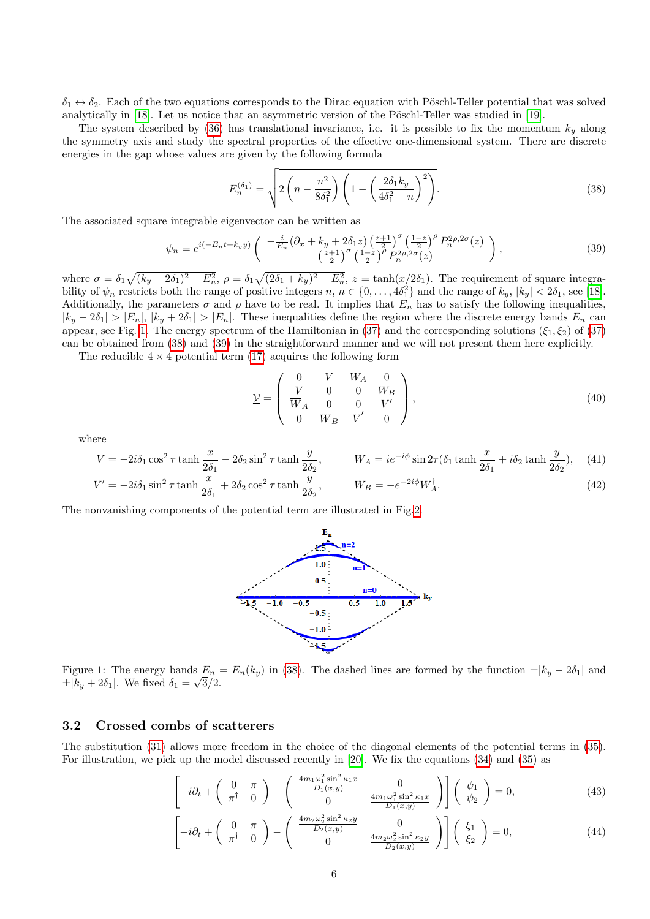$\delta_1 \leftrightarrow \delta_2$. Each of the two equations corresponds to the Dirac equation with Pöschl-Teller potential that was solved analytically in [18]. Let us notice that an asymmetric version of the Pöschl-Teller was studied in [19].

The system described by (36) has translational invariance, i.e. it is possible to fix the momentum $k_y$ along the symmetry axis and study the spectral properties of the effective one-dimensional system. There are discrete energies in the gap whose values are given by the following formula

$$E_n^{(\delta_1)} = \sqrt{2\left(n - \frac{n^2}{8\delta_1^2}\right)\left(1 - \left(\frac{2\delta_1 k_y}{4\delta_1^2 - n}\right)^2\right)}. \tag{38}$$

The associated square integrable eigenvector can be written as

$$\psi_n = e^{i(-E_n t + k_y y)} \begin{pmatrix} -\frac{i}{E_n}(\partial_x + k_y + 2\delta_1 z)\left(\frac{z+1}{2}\right)^{\sigma}\left(\frac{1-z}{2}\right)^{\rho} P_n^{2\rho,2\sigma}(z) \\ \left(\frac{z+1}{2}\right)^{\sigma}\left(\frac{1-z}{2}\right)^{\rho} P_n^{2\rho,2\sigma}(z) \end{pmatrix}, \tag{39}$$

where $\sigma = \delta_1\sqrt{(k_y - 2\delta_1)^2 - E_n^2}$, $\rho = \delta_1\sqrt{(2\delta_1 + k_y)^2 - E_n^2}$, $z = \tanh(x/2\delta_1)$. The requirement of square integrability of $\psi_n$ restricts both the range of positive integers $n$, $n \in \{0, \ldots, 4\delta_1^2\}$ and the range of $k_y$, $|k_y| < 2\delta_1$, see [18]. Additionally, the parameters $\sigma$ and $\rho$ have to be real. It implies that $E_n$ has to satisfy the following inequalities, $|k_y - 2\delta_1| > |E_n|$, $|k_y + 2\delta_1| > |E_n|$. These inequalities define the region where the discrete energy bands $E_n$ can appear, see Fig. 1. The energy spectrum of the Hamiltonian in (37) and the corresponding solutions $(\xi_1, \xi_2)$ of (37) can be obtained from (38) and (39) in the straightforward manner and we will not present them here explicitly.

The reducible $4\times 4$ potential term (17) acquires the following form

$$\underline{\mathcal{V}} = \begin{pmatrix} 0 & V & W_A & 0 \\ \overline{V} & 0 & 0 & W_B \\ \overline{W}_A & 0 & 0 & V' \\ 0 & \overline{W}_B & \overline{V}' & 0 \end{pmatrix}, \tag{40}$$

where

$$V = -2i\delta_1 \cos^2\tau \tanh\frac{x}{2\delta_1} - 2\delta_2 \sin^2\tau \tanh\frac{y}{2\delta_2}, \qquad W_A = ie^{-i\phi}\sin 2\tau(\delta_1 \tanh\frac{x}{2\delta_1} + i\delta_2 \tanh\frac{y}{2\delta_2}), \tag{41}$$

$$V' = -2i\delta_1 \sin^2\tau \tanh\frac{x}{2\delta_1} + 2\delta_2 \cos^2\tau \tanh\frac{y}{2\delta_2}, \qquad W_B = -e^{-2i\phi}W_A^{\dagger}. \tag{42}$$

The nonvanishing components of the potential term are illustrated in Fig.2.

Figure 1: The energy bands $E_n = E_n(k_y)$ in (38). The dashed lines are formed by the function $\pm|k_y - 2\delta_1|$ and $\pm|k_y + 2\delta_1|$. We fixed $\delta_1 = \sqrt{3}/2$.

### 3.2 Crossed combs of scatterers

The substitution (31) allows more freedom in the choice of the diagonal elements of the potential terms in (35). For illustration, we pick up the model discussed recently in [20]. We fix the equations (34) and (35) as

$$\left[-i\partial_t + \begin{pmatrix} 0 & \pi \\ \pi^{\dagger} & 0 \end{pmatrix} - \begin{pmatrix} \frac{4m_1\omega_1^2 \sin^2\kappa_1 x}{D_1(x,y)} & 0 \\ 0 & \frac{4m_1\omega_1^2 \sin^2\kappa_1 x}{D_1(x,y)} \end{pmatrix}\right]\begin{pmatrix} \psi_1 \\ \psi_2 \end{pmatrix} = 0, \tag{43}$$

$$\left[-i\partial_t + \begin{pmatrix} 0 & \pi \\ \pi^{\dagger} & 0 \end{pmatrix} - \begin{pmatrix} \frac{4m_2\omega_2^2 \sin^2\kappa_2 y}{D_2(x,y)} & 0 \\ 0 & \frac{4m_2\omega_2^2 \sin^2\kappa_2 y}{D_2(x,y)} \end{pmatrix}\right]\begin{pmatrix} \xi_1 \\ \xi_2 \end{pmatrix} = 0, \tag{44}$$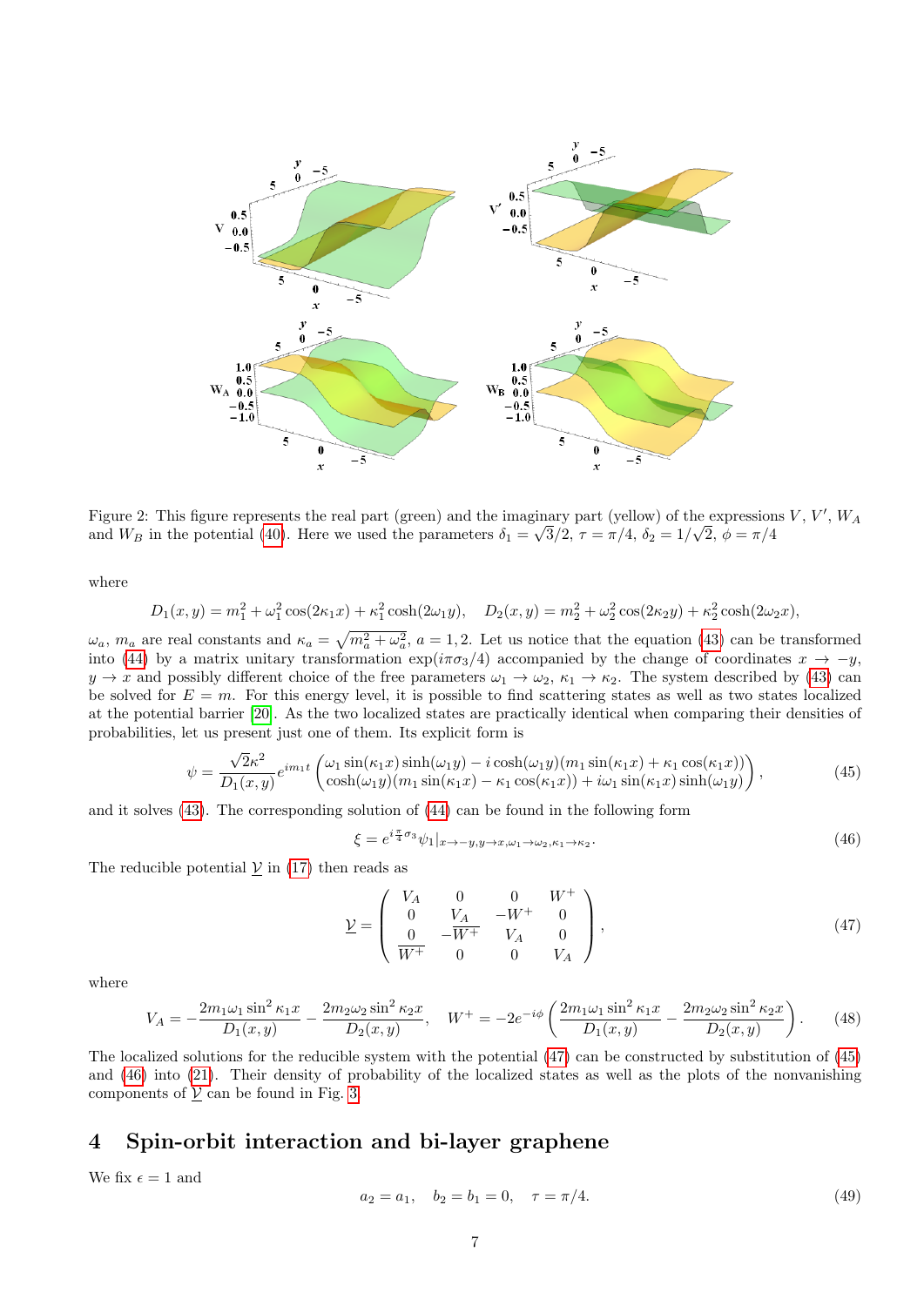Figure 2: This figure represents the real part (green) and the imaginary part (yellow) of the expressions $V$, $V'$, $W_A$ and $W_B$ in the potential (40). Here we used the parameters $\delta_1 = \sqrt{3}/2$, $\tau = \pi/4$, $\delta_2 = 1/\sqrt{2}$, $\phi = \pi/4$

where

$$D_1(x,y) = m_1^2 + \omega_1^2 \cos(2\kappa_1 x) + \kappa_1^2 \cosh(2\omega_1 y), \quad D_2(x,y) = m_2^2 + \omega_2^2 \cos(2\kappa_2 y) + \kappa_2^2 \cosh(2\omega_2 x),$$

$\omega_a$, $m_a$ are real constants and $\kappa_a = \sqrt{m_a^2 + \omega_a^2}$, $a = 1, 2$. Let us notice that the equation (43) can be transformed into (44) by a matrix unitary transformation $\exp(i\pi\sigma_3/4)$ accompanied by the change of coordinates $x \to -y$, $y \to x$ and possibly different choice of the free parameters $\omega_1 \to \omega_2$, $\kappa_1 \to \kappa_2$. The system described by (43) can be solved for $E = m$. For this energy level, it is possible to find scattering states as well as two states localized at the potential barrier [20]. As the two localized states are practically identical when comparing their densities of probabilities, let us present just one of them. Its explicit form is

$$\psi = \frac{\sqrt{2}\kappa^2}{D_1(x,y)} e^{im_1 t} \begin{pmatrix} \omega_1 \sin(\kappa_1 x)\sinh(\omega_1 y) - i\cosh(\omega_1 y)(m_1 \sin(\kappa_1 x) + \kappa_1 \cos(\kappa_1 x)) \\ \cosh(\omega_1 y)(m_1 \sin(\kappa_1 x) - \kappa_1 \cos(\kappa_1 x)) + i\omega_1 \sin(\kappa_1 x)\sinh(\omega_1 y) \end{pmatrix}, \tag{45}$$

and it solves (43). The corresponding solution of (44) can be found in the following form

$$\xi = e^{i\frac{\pi}{4}\sigma_3} \psi_1|_{x\to -y, y\to x, \omega_1 \to \omega_2, \kappa_1 \to \kappa_2}. \tag{46}$$

The reducible potential $\underline{\mathcal{V}}$ in (17) then reads as

$$\underline{\mathcal{V}} = \left( \begin{array}{cc|cc} V_A & 0 & 0 & W^+ \\ 0 & V_A & -W^+ & 0 \\ \hline 0 & -\overline{W^+} & V_A & 0 \\ \overline{W^+} & 0 & 0 & V_A \end{array} \right), \tag{47}$$

where

$$V_A = -\frac{2m_1\omega_1 \sin^2 \kappa_1 x}{D_1(x,y)} - \frac{2m_2\omega_2 \sin^2 \kappa_2 x}{D_2(x,y)}, \quad W^+ = -2e^{-i\phi}\left(\frac{2m_1\omega_1 \sin^2 \kappa_1 x}{D_1(x,y)} - \frac{2m_2\omega_2 \sin^2 \kappa_2 x}{D_2(x,y)}\right). \tag{48}$$

The localized solutions for the reducible system with the potential (47) can be constructed by substitution of (45) and (46) into (21). Their density of probability of the localized states as well as the plots of the nonvanishing components of $\underline{\mathcal{V}}$ can be found in Fig. 3.

## 4 Spin-orbit interaction and bi-layer graphene

We fix $\epsilon = 1$ and

$$a_2 = a_1, \quad b_2 = b_1 = 0, \quad \tau = \pi/4. \tag{49}$$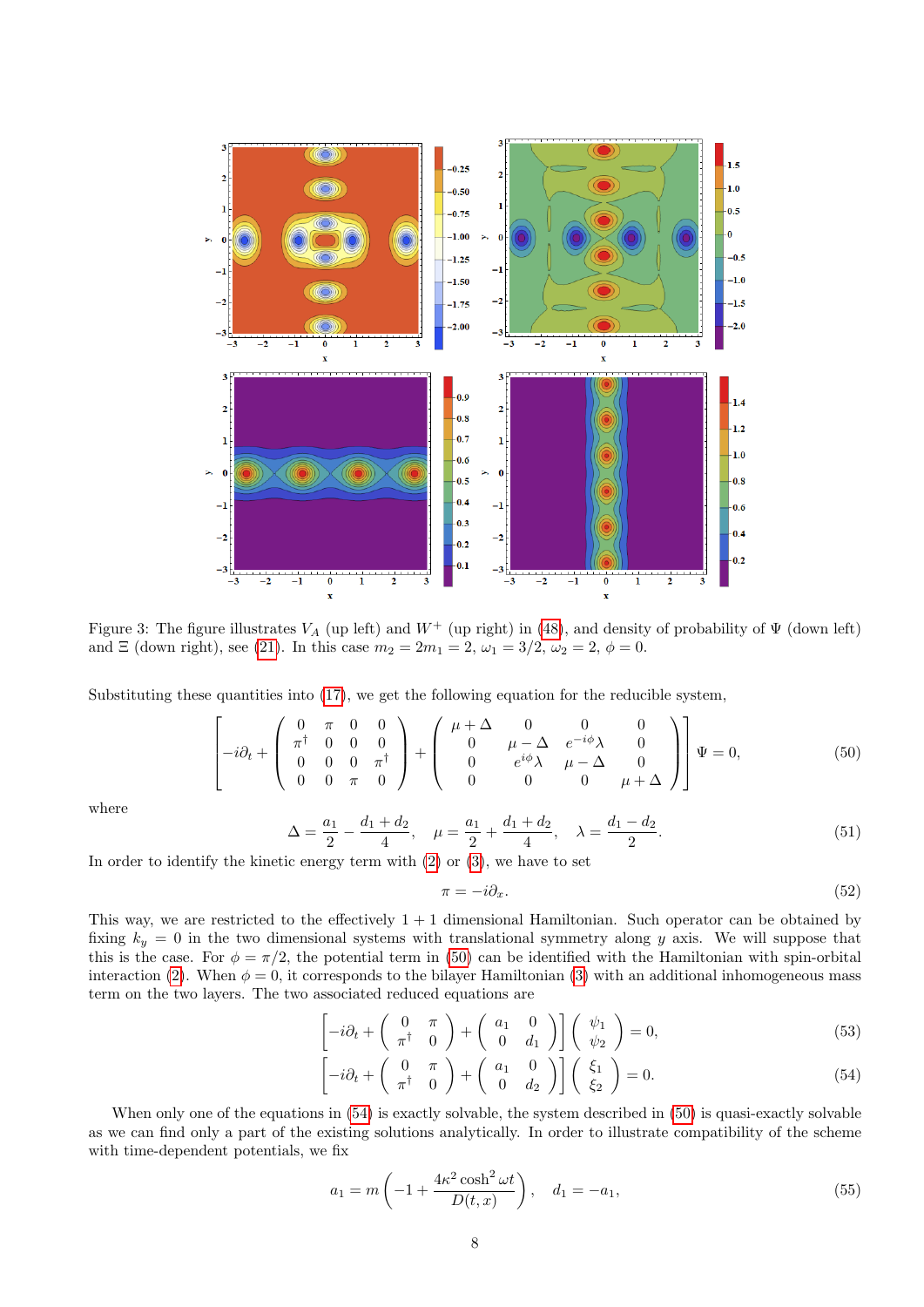Figure 3: The figure illustrates $V_A$ (up left) and $W^+$ (up right) in (48), and density of probability of $\Psi$ (down left) and $\Xi$ (down right), see (21). In this case $m_2 = 2m_1 = 2$, $\omega_1 = 3/2$, $\omega_2 = 2$, $\phi = 0$.

Substituting these quantities into (17), we get the following equation for the reducible system,

$$\left[ -i\partial_t + \begin{pmatrix} 0 & \pi & 0 & 0 \\ \pi^\dagger & 0 & 0 & 0 \\ 0 & 0 & 0 & \pi^\dagger \\ 0 & 0 & \pi & 0 \end{pmatrix} + \begin{pmatrix} \mu+\Delta & 0 & 0 & 0 \\ 0 & \mu-\Delta & e^{-i\phi}\lambda & 0 \\ 0 & e^{i\phi}\lambda & \mu-\Delta & 0 \\ 0 & 0 & 0 & \mu+\Delta \end{pmatrix} \right] \Psi = 0, \tag{50}$$

where

$$\Delta = \frac{a_1}{2} - \frac{d_1+d_2}{4}, \quad \mu = \frac{a_1}{2} + \frac{d_1+d_2}{4}, \quad \lambda = \frac{d_1-d_2}{2}. \tag{51}$$

In order to identify the kinetic energy term with (2) or (3), we have to set

$$\pi = -i\partial_x. \tag{52}$$

This way, we are restricted to the effectively 1 + 1 dimensional Hamiltonian. Such operator can be obtained by fixing $k_y = 0$ in the two dimensional systems with translational symmetry along $y$ axis. We will suppose that this is the case. For $\phi = \pi/2$, the potential term in (50) can be identified with the Hamiltonian with spin-orbital interaction (2). When $\phi = 0$, it corresponds to the bilayer Hamiltonian (3) with an additional inhomogeneous mass term on the two layers. The two associated reduced equations are

$$\left[ -i\partial_t + \begin{pmatrix} 0 & \pi \\ \pi^\dagger & 0 \end{pmatrix} + \begin{pmatrix} a_1 & 0 \\ 0 & d_1 \end{pmatrix} \right] \begin{pmatrix} \psi_1 \\ \psi_2 \end{pmatrix} = 0, \tag{53}$$

$$\left[ -i\partial_t + \begin{pmatrix} 0 & \pi \\ \pi^\dagger & 0 \end{pmatrix} + \begin{pmatrix} a_1 & 0 \\ 0 & d_2 \end{pmatrix} \right] \begin{pmatrix} \xi_1 \\ \xi_2 \end{pmatrix} = 0. \tag{54}$$

When only one of the equations in (54) is exactly solvable, the system described in (50) is quasi-exactly solvable as we can find only a part of the existing solutions analytically. In order to illustrate compatibility of the scheme with time-dependent potentials, we fix

$$a_1 = m\left(-1 + \frac{4\kappa^2 \cosh^2 \omega t}{D(t,x)}\right), \quad d_1 = -a_1, \tag{55}$$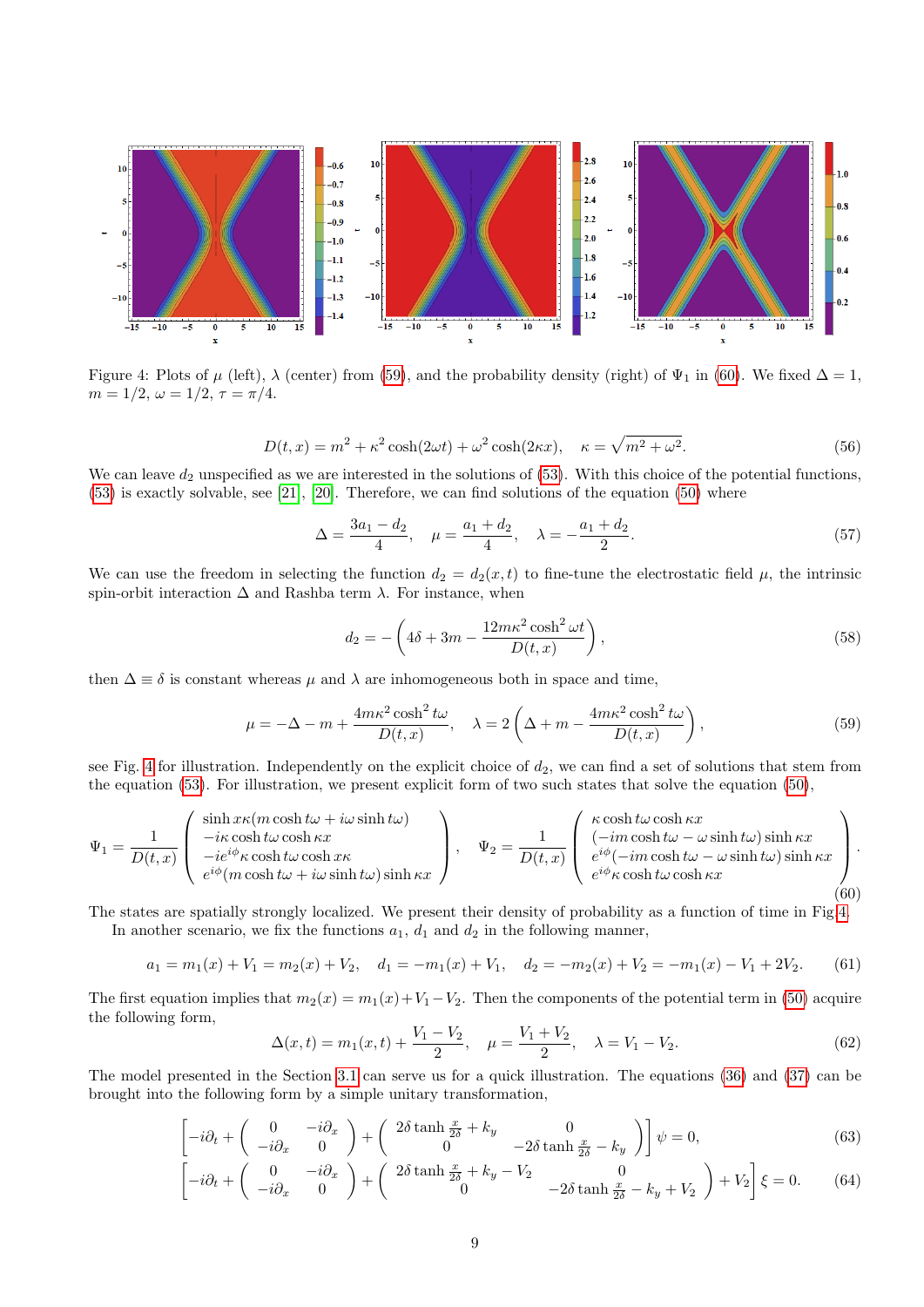Figure 4: Plots of $\mu$ (left), $\lambda$ (center) from (59), and the probability density (right) of $\Psi_1$ in (60). We fixed $\Delta = 1$, $m = 1/2$, $\omega = 1/2$, $\tau = \pi/4$.

$$D(t,x) = m^2 + \kappa^2 \cosh(2\omega t) + \omega^2 \cosh(2\kappa x), \quad \kappa = \sqrt{m^2 + \omega^2}. \tag{56}$$

We can leave $d_2$ unspecified as we are interested in the solutions of (53). With this choice of the potential functions, (53) is exactly solvable, see [21], [20]. Therefore, we can find solutions of the equation (50) where

$$\Delta = \frac{3a_1 - d_2}{4}, \quad \mu = \frac{a_1 + d_2}{4}, \quad \lambda = -\frac{a_1 + d_2}{2}. \tag{57}$$

We can use the freedom in selecting the function $d_2 = d_2(x,t)$ to fine-tune the electrostatic field $\mu$, the intrinsic spin-orbit interaction $\Delta$ and Rashba term $\lambda$. For instance, when

$$d_2 = -\left(4\delta + 3m - \frac{12m\kappa^2 \cosh^2 \omega t}{D(t,x)}\right), \tag{58}$$

then $\Delta \equiv \delta$ is constant whereas $\mu$ and $\lambda$ are inhomogeneous both in space and time,

$$\mu = -\Delta - m + \frac{4m\kappa^2 \cosh^2 t\omega}{D(t,x)}, \quad \lambda = 2\left(\Delta + m - \frac{4m\kappa^2 \cosh^2 t\omega}{D(t,x)}\right), \tag{59}$$

see Fig. 4 for illustration. Independently on the explicit choice of $d_2$, we can find a set of solutions that stem from the equation (53). For illustration, we present explicit form of two such states that solve the equation (50),

$$\Psi_1 = \frac{1}{D(t,x)} \begin{pmatrix} \sinh x\kappa (m \cosh t\omega + i\omega \sinh t\omega) \\ -i\kappa \cosh t\omega \cosh \kappa x \\ -ie^{i\phi} \kappa \cosh t\omega \cosh x\kappa \\ e^{i\phi}(m \cosh t\omega + i\omega \sinh t\omega) \sinh \kappa x \end{pmatrix}, \quad \Psi_2 = \frac{1}{D(t,x)} \begin{pmatrix} \kappa \cosh t\omega \cosh \kappa x \\ (-im \cosh t\omega - \omega \sinh t\omega) \sinh \kappa x \\ e^{i\phi}(-im \cosh t\omega - \omega \sinh t\omega) \sinh \kappa x \\ e^{i\phi} \kappa \cosh t\omega \cosh \kappa x \end{pmatrix}. \tag{60}$$

The states are spatially strongly localized. We present their density of probability as a function of time in Fig. 4.

In another scenario, we fix the functions $a_1$, $d_1$ and $d_2$ in the following manner,

$$a_1 = m_1(x) + V_1 = m_2(x) + V_2, \quad d_1 = -m_1(x) + V_1, \quad d_2 = -m_2(x) + V_2 = -m_1(x) - V_1 + 2V_2. \tag{61}$$

The first equation implies that $m_2(x) = m_1(x) + V_1 - V_2$. Then the components of the potential term in (50) acquire the following form,

$$\Delta(x,t) = m_1(x,t) + \frac{V_1 - V_2}{2}, \quad \mu = \frac{V_1 + V_2}{2}, \quad \lambda = V_1 - V_2. \tag{62}$$

The model presented in the Section 3.1 can serve us for a quick illustration. The equations (36) and (37) can be brought into the following form by a simple unitary transformation,

$$\left[-i\partial_t + \begin{pmatrix} 0 & -i\partial_x \\ -i\partial_x & 0 \end{pmatrix} + \begin{pmatrix} 2\delta \tanh \frac{x}{2\delta} + k_y & 0 \\ 0 & -2\delta \tanh \frac{x}{2\delta} - k_y \end{pmatrix}\right] \psi = 0, \tag{63}$$

$$\left[-i\partial_t + \begin{pmatrix} 0 & -i\partial_x \\ -i\partial_x & 0 \end{pmatrix} + \begin{pmatrix} 2\delta \tanh \frac{x}{2\delta} + k_y - V_2 & 0 \\ 0 & -2\delta \tanh \frac{x}{2\delta} - k_y + V_2 \end{pmatrix} + V_2\right] \xi = 0. \tag{64}$$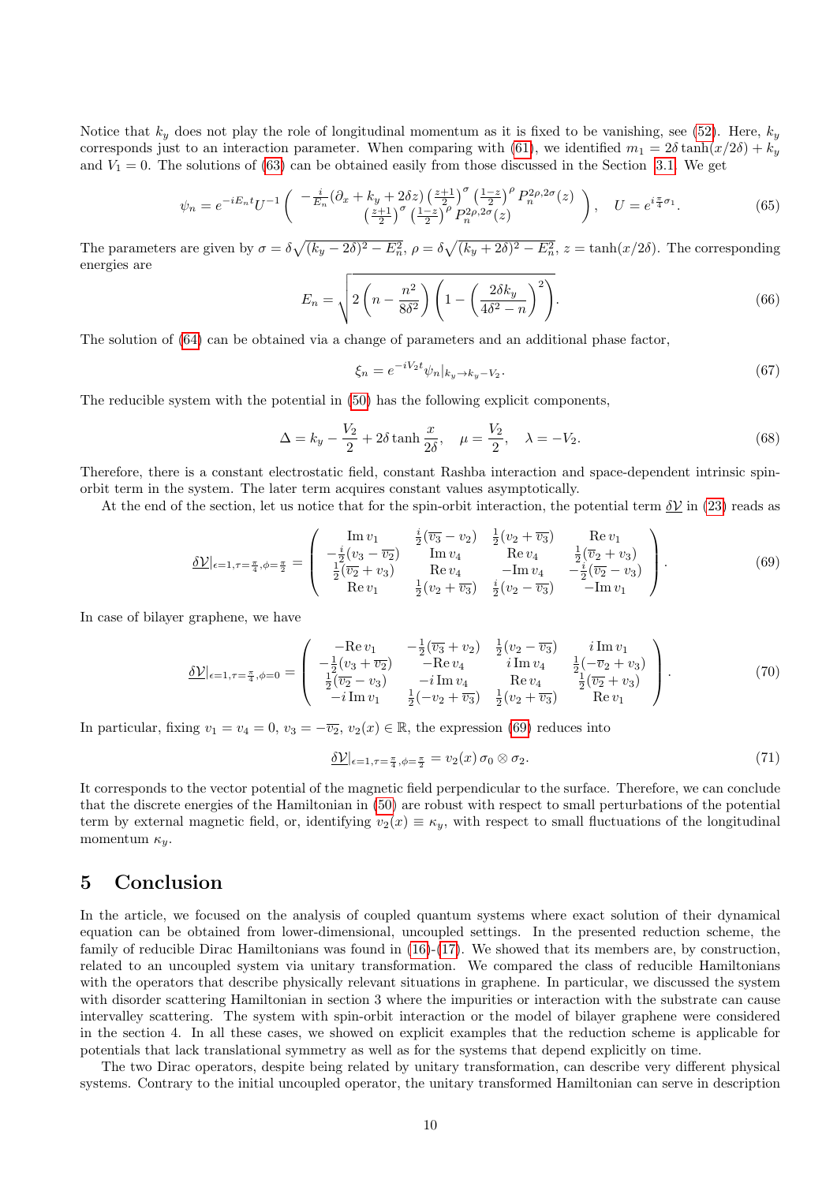Notice that $k_y$ does not play the role of longitudinal momentum as it is fixed to be vanishing, see (52). Here, $k_y$ corresponds just to an interaction parameter. When comparing with (61), we identified $m_1 = 2\delta\tanh(x/2\delta) + k_y$ and $V_1 = 0$. The solutions of (63) can be obtained easily from those discussed in the Section 3.1. We get

$$\psi_n = e^{-iE_n t} U^{-1} \begin{pmatrix} -\frac{i}{E_n}(\partial_x + k_y + 2\delta z) \left(\frac{z+1}{2}\right)^{\sigma} \left(\frac{1-z}{2}\right)^{\rho} P_n^{2\rho,2\sigma}(z) \\ \left(\frac{z+1}{2}\right)^{\sigma} \left(\frac{1-z}{2}\right)^{\rho} P_n^{2\rho,2\sigma}(z) \end{pmatrix}, \quad U = e^{i\frac{\pi}{4}\sigma_1}. \tag{65}$$

The parameters are given by $\sigma = \delta\sqrt{(k_y - 2\delta)^2 - E_n^2}$, $\rho = \delta\sqrt{(k_y + 2\delta)^2 - E_n^2}$, $z = \tanh(x/2\delta)$. The corresponding energies are

$$E_n = \sqrt{2\left(n - \frac{n^2}{8\delta^2}\right)\left(1 - \left(\frac{2\delta k_y}{4\delta^2 - n}\right)^2\right)}. \tag{66}$$

The solution of (64) can be obtained via a change of parameters and an additional phase factor,

$$\xi_n = e^{-iV_2 t} \psi_n|_{k_y \to k_y - V_2}. \tag{67}$$

The reducible system with the potential in (50) has the following explicit components,

$$\Delta = k_y - \frac{V_2}{2} + 2\delta\tanh\frac{x}{2\delta}, \quad \mu = \frac{V_2}{2}, \quad \lambda = -V_2. \tag{68}$$

Therefore, there is a constant electrostatic field, constant Rashba interaction and space-dependent intrinsic spin-orbit term in the system. The later term acquires constant values asymptotically.

At the end of the section, let us notice that for the spin-orbit interaction, the potential term $\underline{\delta\mathcal{V}}$ in (23) reads as

$$\underline{\delta\mathcal{V}}|_{\epsilon=1,\tau=\frac{\pi}{4},\phi=\frac{\pi}{2}} = \begin{pmatrix} \mathrm{Im}\, v_1 & \frac{i}{2}(\overline{v_3} - v_2) & \frac{1}{2}(v_2 + \overline{v_3}) & \mathrm{Re}\, v_1 \\ -\frac{i}{2}(v_3 - \overline{v_2}) & \mathrm{Im}\, v_4 & \mathrm{Re}\, v_4 & \frac{1}{2}(\overline{v_2} + v_3) \\ \frac{1}{2}(\overline{v_2} + v_3) & \mathrm{Re}\, v_4 & -\mathrm{Im}\, v_4 & -\frac{i}{2}(\overline{v_2} - v_3) \\ \mathrm{Re}\, v_1 & \frac{1}{2}(v_2 + \overline{v_3}) & \frac{i}{2}(v_2 - \overline{v_3}) & -\mathrm{Im}\, v_1 \end{pmatrix}. \tag{69}$$

In case of bilayer graphene, we have

$$\underline{\delta\mathcal{V}}|_{\epsilon=1,\tau=\frac{\pi}{4},\phi=0} = \begin{pmatrix} -\mathrm{Re}\, v_1 & -\frac{1}{2}(\overline{v_3} + v_2) & \frac{1}{2}(v_2 - \overline{v_3}) & i\,\mathrm{Im}\, v_1 \\ -\frac{1}{2}(v_3 + \overline{v_2}) & -\mathrm{Re}\, v_4 & i\,\mathrm{Im}\, v_4 & \frac{1}{2}(-\overline{v_2} + v_3) \\ \frac{1}{2}(\overline{v_2} - v_3) & -i\,\mathrm{Im}\, v_4 & \mathrm{Re}\, v_4 & \frac{1}{2}(\overline{v_2} + v_3) \\ -i\,\mathrm{Im}\, v_1 & \frac{1}{2}(-v_2 + \overline{v_3}) & \frac{1}{2}(v_2 + \overline{v_3}) & \mathrm{Re}\, v_1 \end{pmatrix}. \tag{70}$$

In particular, fixing $v_1 = v_4 = 0$, $v_3 = -\overline{v_2}$, $v_2(x) \in \mathbb{R}$, the expression (69) reduces into

$$\underline{\delta\mathcal{V}}|_{\epsilon=1,\tau=\frac{\pi}{4},\phi=\frac{\pi}{2}} = v_2(x)\,\sigma_0 \otimes \sigma_2. \tag{71}$$

It corresponds to the vector potential of the magnetic field perpendicular to the surface. Therefore, we can conclude that the discrete energies of the Hamiltonian in (50) are robust with respect to small perturbations of the potential term by external magnetic field, or, identifying $v_2(x) \equiv \kappa_y$, with respect to small fluctuations of the longitudinal momentum $\kappa_y$.

## 5 Conclusion

In the article, we focused on the analysis of coupled quantum systems where exact solution of their dynamical equation can be obtained from lower-dimensional, uncoupled settings. In the presented reduction scheme, the family of reducible Dirac Hamiltonians was found in (16)-(17). We showed that its members are, by construction, related to an uncoupled system via unitary transformation. We compared the class of reducible Hamiltonians with the operators that describe physically relevant situations in graphene. In particular, we discussed the system with disorder scattering Hamiltonian in section 3 where the impurities or interaction with the substrate can cause intervalley scattering. The system with spin-orbit interaction or the model of bilayer graphene were considered in the section 4. In all these cases, we showed on explicit examples that the reduction scheme is applicable for potentials that lack translational symmetry as well as for the systems that depend explicitly on time.

The two Dirac operators, despite being related by unitary transformation, can describe very different physical systems. Contrary to the initial uncoupled operator, the unitary transformed Hamiltonian can serve in description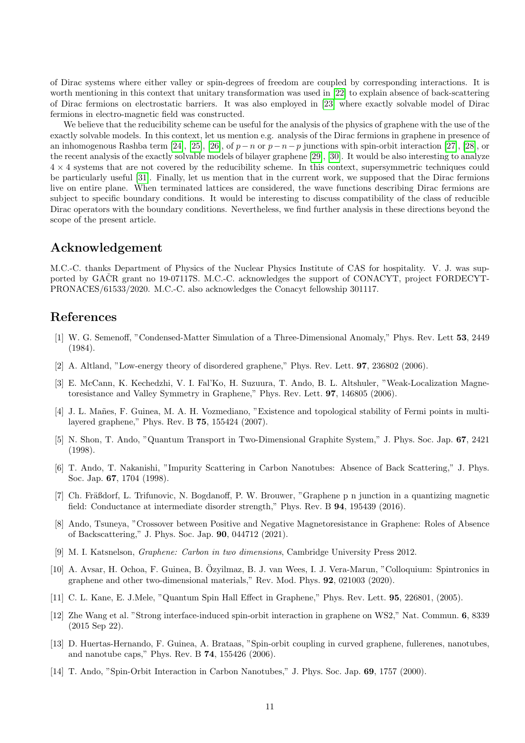of Dirac systems where either valley or spin-degrees of freedom are coupled by corresponding interactions. It is worth mentioning in this context that unitary transformation was used in [22] to explain absence of back-scattering of Dirac fermions on electrostatic barriers. It was also employed in [23] where exactly solvable model of Dirac fermions in electro-magnetic field was constructed.

We believe that the reducibility scheme can be useful for the analysis of the physics of graphene with the use of the exactly solvable models. In this context, let us mention e.g. analysis of the Dirac fermions in graphene in presence of an inhomogenous Rashba term [24], [25], [26], of $p-n$ or $p-n-p$ junctions with spin-orbit interaction [27], [28], or the recent analysis of the exactly solvable models of bilayer graphene [29], [30]. It would be also interesting to analyze $4 \times 4$ systems that are not covered by the reducibility scheme. In this context, supersymmetric techniques could be particularly useful [31]. Finally, let us mention that in the current work, we supposed that the Dirac fermions live on entire plane. When terminated lattices are considered, the wave functions describing Dirac fermions are subject to specific boundary conditions. It would be interesting to discuss compatibility of the class of reducible Dirac operators with the boundary conditions. Nevertheless, we find further analysis in these directions beyond the scope of the present article.

## Acknowledgement

M.C.-C. thanks Department of Physics of the Nuclear Physics Institute of CAS for hospitality. V. J. was supported by GAČR grant no 19-07117S. M.C.-C. acknowledges the support of CONACYT, project FORDECYT-PRONACES/61533/2020. M.C.-C. also acknowledges the Conacyt fellowship 301117.

## References

[1] W. G. Semenoff, "Condensed-Matter Simulation of a Three-Dimensional Anomaly," Phys. Rev. Lett **53**, 2449 (1984).

[2] A. Altland, "Low-energy theory of disordered graphene," Phys. Rev. Lett. **97**, 236802 (2006).

[3] E. McCann, K. Kechedzhi, V. I. Fal'Ko, H. Suzuura, T. Ando, B. L. Altshuler, "Weak-Localization Magnetoresistance and Valley Symmetry in Graphene," Phys. Rev. Lett. **97**, 146805 (2006).

[4] J. L. Mañes, F. Guinea, M. A. H. Vozmediano, "Existence and topological stability of Fermi points in multilayered graphene," Phys. Rev. B **75**, 155424 (2007).

[5] N. Shon, T. Ando, "Quantum Transport in Two-Dimensional Graphite System," J. Phys. Soc. Jap. **67**, 2421 (1998).

[6] T. Ando, T. Nakanishi, "Impurity Scattering in Carbon Nanotubes: Absence of Back Scattering," J. Phys. Soc. Jap. **67**, 1704 (1998).

[7] Ch. Fräßdorf, L. Trifunovic, N. Bogdanoff, P. W. Brouwer, "Graphene p n junction in a quantizing magnetic field: Conductance at intermediate disorder strength," Phys. Rev. B **94**, 195439 (2016).

[8] Ando, Tsuneya, "Crossover between Positive and Negative Magnetoresistance in Graphene: Roles of Absence of Backscattering," J. Phys. Soc. Jap. **90**, 044712 (2021).

[9] M. I. Katsnelson, *Graphene: Carbon in two dimensions*, Cambridge University Press 2012.

[10] A. Avsar, H. Ochoa, F. Guinea, B. Özyilmaz, B. J. van Wees, I. J. Vera-Marun, "Colloquium: Spintronics in graphene and other two-dimensional materials," Rev. Mod. Phys. **92**, 021003 (2020).

[11] C. L. Kane, E. J.Mele, "Quantum Spin Hall Effect in Graphene," Phys. Rev. Lett. **95**, 226801, (2005).

[12] Zhe Wang et al. "Strong interface-induced spin-orbit interaction in graphene on WS2," Nat. Commun. **6**, 8339 (2015 Sep 22).

[13] D. Huertas-Hernando, F. Guinea, A. Brataas, "Spin-orbit coupling in curved graphene, fullerenes, nanotubes, and nanotube caps," Phys. Rev. B **74**, 155426 (2006).

[14] T. Ando, "Spin-Orbit Interaction in Carbon Nanotubes," J. Phys. Soc. Jap. **69**, 1757 (2000).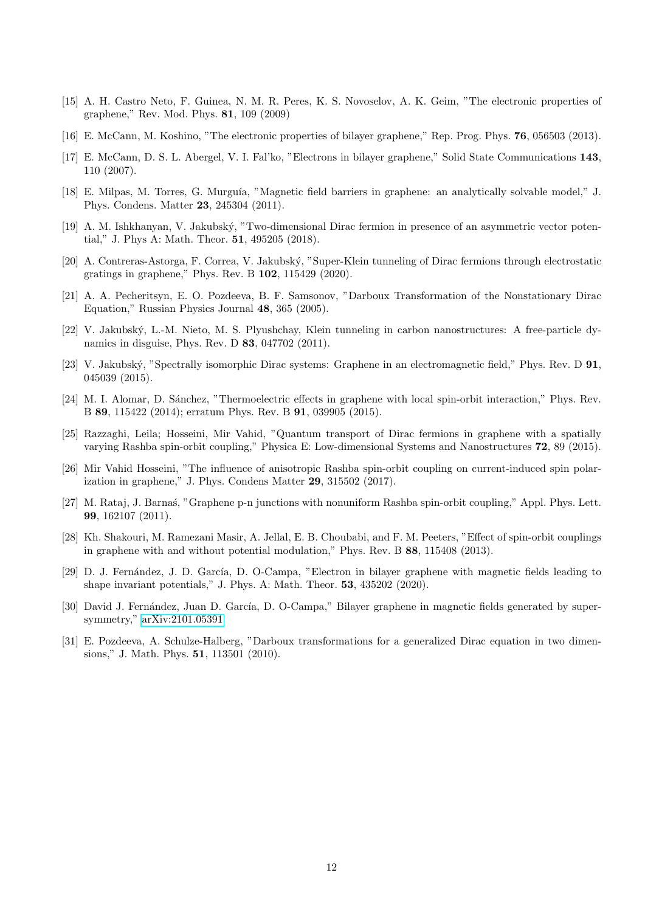[15] A. H. Castro Neto, F. Guinea, N. M. R. Peres, K. S. Novoselov, A. K. Geim, "The electronic properties of graphene," Rev. Mod. Phys. **81**, 109 (2009)

[16] E. McCann, M. Koshino, "The electronic properties of bilayer graphene," Rep. Prog. Phys. **76**, 056503 (2013).

[17] E. McCann, D. S. L. Abergel, V. I. Fal'ko, "Electrons in bilayer graphene," Solid State Communications **143**, 110 (2007).

[18] E. Milpas, M. Torres, G. Murguía, "Magnetic field barriers in graphene: an analytically solvable model," J. Phys. Condens. Matter **23**, 245304 (2011).

[19] A. M. Ishkhanyan, V. Jakubský, "Two-dimensional Dirac fermion in presence of an asymmetric vector potential," J. Phys A: Math. Theor. **51**, 495205 (2018).

[20] A. Contreras-Astorga, F. Correa, V. Jakubský, "Super-Klein tunneling of Dirac fermions through electrostatic gratings in graphene," Phys. Rev. B **102**, 115429 (2020).

[21] A. A. Pecheritsyn, E. O. Pozdeeva, B. F. Samsonov, "Darboux Transformation of the Nonstationary Dirac Equation," Russian Physics Journal **48**, 365 (2005).

[22] V. Jakubský, L.-M. Nieto, M. S. Plyushchay, Klein tunneling in carbon nanostructures: A free-particle dynamics in disguise, Phys. Rev. D **83**, 047702 (2011).

[23] V. Jakubský, "Spectrally isomorphic Dirac systems: Graphene in an electromagnetic field," Phys. Rev. D **91**, 045039 (2015).

[24] M. I. Alomar, D. Sánchez, "Thermoelectric effects in graphene with local spin-orbit interaction," Phys. Rev. B **89**, 115422 (2014); erratum Phys. Rev. B **91**, 039905 (2015).

[25] Razzaghi, Leila; Hosseini, Mir Vahid, "Quantum transport of Dirac fermions in graphene with a spatially varying Rashba spin-orbit coupling," Physica E: Low-dimensional Systems and Nanostructures **72**, 89 (2015).

[26] Mir Vahid Hosseini, "The influence of anisotropic Rashba spin-orbit coupling on current-induced spin polarization in graphene," J. Phys. Condens Matter **29**, 315502 (2017).

[27] M. Rataj, J. Barnaś, "Graphene p-n junctions with nonuniform Rashba spin-orbit coupling," Appl. Phys. Lett. **99**, 162107 (2011).

[28] Kh. Shakouri, M. Ramezani Masir, A. Jellal, E. B. Choubabi, and F. M. Peeters, "Effect of spin-orbit couplings in graphene with and without potential modulation," Phys. Rev. B **88**, 115408 (2013).

[29] D. J. Fernández, J. D. García, D. O-Campa, "Electron in bilayer graphene with magnetic fields leading to shape invariant potentials," J. Phys. A: Math. Theor. **53**, 435202 (2020).

[30] David J. Fernández, Juan D. García, D. O-Campa," Bilayer graphene in magnetic fields generated by supersymmetry," arXiv:2101.05391

[31] E. Pozdeeva, A. Schulze-Halberg, "Darboux transformations for a generalized Dirac equation in two dimensions," J. Math. Phys. **51**, 113501 (2010).